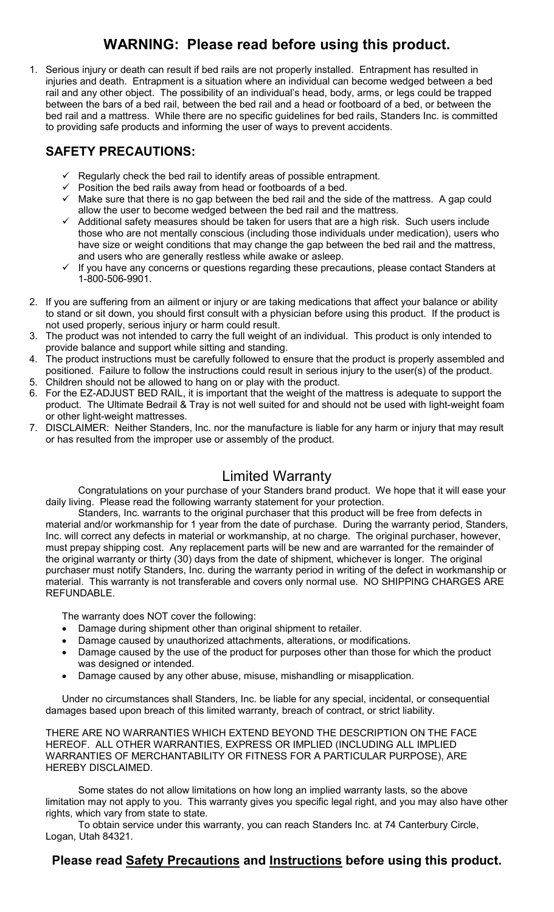# WARNING: Please read before using this product.

1. Serious injury or death can result if bed rails are not properly installed. Entrapment has resulted in injuries and death. Entrapment is a situation where an individual can become wedged between a bed rail and any other object. The possibility of an individual's head, body, arms, or legs could be trapped between the bars of a bed rail, between the bed rail and a head or footboard of a bed, or between the bed rail and a mattress. While there are no specific guidelines for bed rails, Standers Inc. is committed to providing safe products and informing the user of ways to prevent accidents.

## SAFETY PRECAUTIONS:

- ✓ Regularly check the bed rail to identify areas of possible entrapment.
- ✓ Position the bed rails away from head or footboards of a bed.
- ✓ Make sure that there is no gap between the bed rail and the side of the mattress. A gap could allow the user to become wedged between the bed rail and the mattress.
- ✓ Additional safety measures should be taken for users that are a high risk. Such users include those who are not mentally conscious (including those individuals under medication), users who have size or weight conditions that may change the gap between the bed rail and the mattress, and users who are generally restless while awake or asleep.
- ✓ If you have any concerns or questions regarding these precautions, please contact Standers at 1-800-506-9901.

2. If you are suffering from an ailment or injury or are taking medications that affect your balance or ability to stand or sit down, you should first consult with a physician before using this product. If the product is not used properly, serious injury or harm could result.
3. The product was not intended to carry the full weight of an individual. This product is only intended to provide balance and support while sitting and standing.
4. The product instructions must be carefully followed to ensure that the product is properly assembled and positioned. Failure to follow the instructions could result in serious injury to the user(s) of the product.
5. Children should not be allowed to hang on or play with the product.
6. For the EZ-ADJUST BED RAIL, it is important that the weight of the mattress is adequate to support the product. The Ultimate Bedrail & Tray is not well suited for and should not be used with light-weight foam or other light-weight mattresses.
7. DISCLAIMER: Neither Standers, Inc. nor the manufacture is liable for any harm or injury that may result or has resulted from the improper use or assembly of the product.

## Limited Warranty

Congratulations on your purchase of your Standers brand product. We hope that it will ease your daily living. Please read the following warranty statement for your protection.

Standers, Inc. warrants to the original purchaser that this product will be free from defects in material and/or workmanship for 1 year from the date of purchase. During the warranty period, Standers, Inc. will correct any defects in material or workmanship, at no charge. The original purchaser, however, must prepay shipping cost. Any replacement parts will be new and are warranted for the remainder of the original warranty or thirty (30) days from the date of shipment, whichever is longer. The original purchaser must notify Standers, Inc. during the warranty period in writing of the defect in workmanship or material. This warranty is not transferable and covers only normal use. NO SHIPPING CHARGES ARE REFUNDABLE.

The warranty does NOT cover the following:

- Damage during shipment other than original shipment to retailer.
- Damage caused by unauthorized attachments, alterations, or modifications.
- Damage caused by the use of the product for purposes other than those for which the product was designed or intended.
- Damage caused by any other abuse, misuse, mishandling or misapplication.

Under no circumstances shall Standers, Inc. be liable for any special, incidental, or consequential damages based upon breach of this limited warranty, breach of contract, or strict liability.

THERE ARE NO WARRANTIES WHICH EXTEND BEYOND THE DESCRIPTION ON THE FACE HEREOF. ALL OTHER WARRANTIES, EXPRESS OR IMPLIED (INCLUDING ALL IMPLIED WARRANTIES OF MERCHANTABILITY OR FITNESS FOR A PARTICULAR PURPOSE), ARE HEREBY DISCLAIMED.

Some states do not allow limitations on how long an implied warranty lasts, so the above limitation may not apply to you. This warranty gives you specific legal right, and you may also have other rights, which vary from state to state.

To obtain service under this warranty, you can reach Standers Inc. at 74 Canterbury Circle, Logan, Utah 84321.

**Please read <u>Safety Precautions</u> and <u>Instructions</u> before using this product.**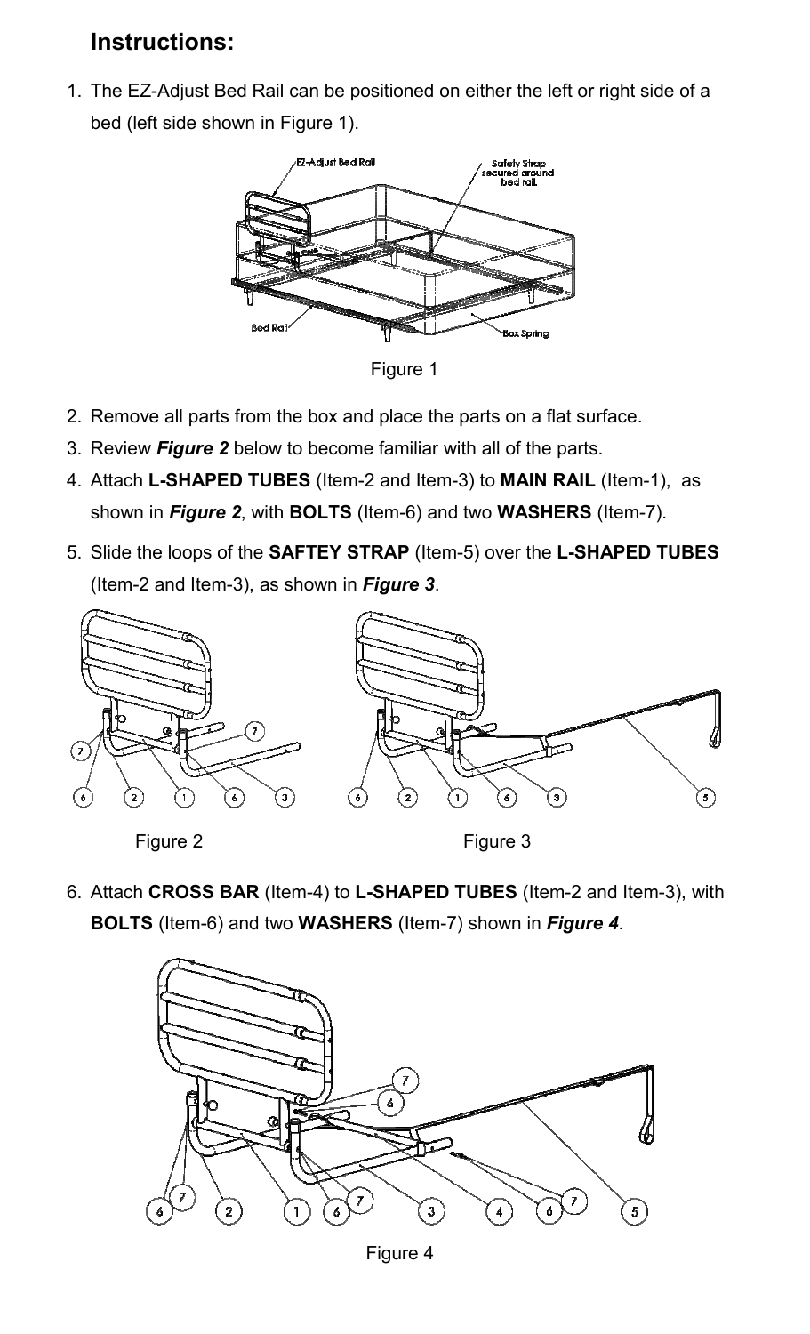## Instructions:

1. The EZ-Adjust Bed Rail can be positioned on either the left or right side of a bed (left side shown in Figure 1).

EZ-Adjust Bed Rail

Safety Strap secured around bed rail.

Bed Rail

Box Spring

Figure 1

2. Remove all parts from the box and place the parts on a flat surface.
3. Review ***Figure 2*** below to become familiar with all of the parts.
4. Attach **L-SHAPED TUBES** (Item-2 and Item-3) to **MAIN RAIL** (Item-1), as shown in ***Figure 2***, with **BOLTS** (Item-6) and two **WASHERS** (Item-7).
5. Slide the loops of the **SAFTEY STRAP** (Item-5) over the **L-SHAPED TUBES** (Item-2 and Item-3), as shown in ***Figure 3***.

Figure 2

Figure 3

6. Attach **CROSS BAR** (Item-4) to **L-SHAPED TUBES** (Item-2 and Item-3), with **BOLTS** (Item-6) and two **WASHERS** (Item-7) shown in ***Figure 4***.

Figure 4